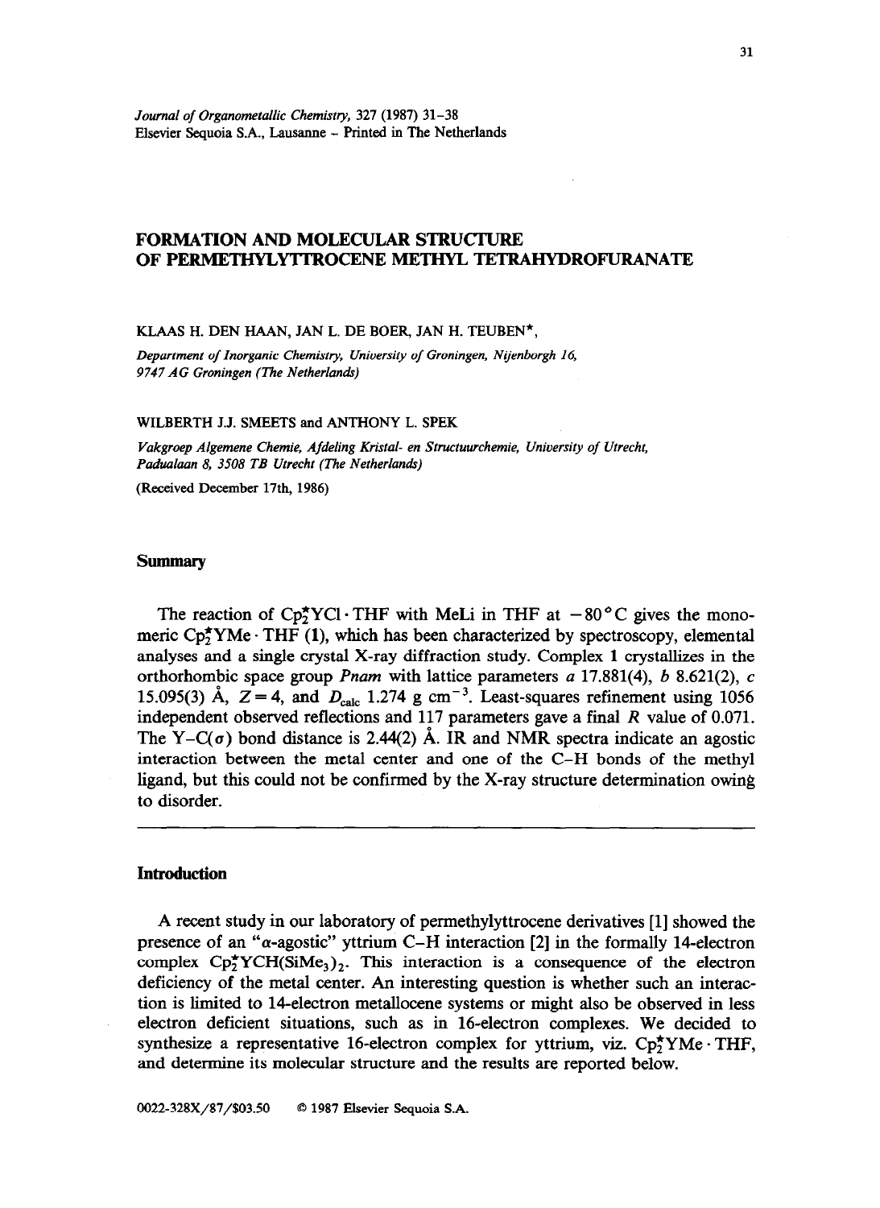Journal of Organometallic Chemistry, 327 (1987) 31–38
Elsevier Sequoia S.A., Lausanne – Printed in The Netherlands

# FORMATION AND MOLECULAR STRUCTURE OF PERMETHYLYTTROCENE METHYL TETRAHYDROFURANATE

KLAAS H. DEN HAAN, JAN L. DE BOER, JAN H. TEUBEN*,

*Department of Inorganic Chemistry, University of Groningen, Nijenborgh 16, 9747 AG Groningen (The Netherlands)*

WILBERTH J.J. SMEETS and ANTHONY L. SPEK

*Vakgroep Algemene Chemie, Afdeling Kristal- en Structuurchemie, University of Utrecht, Padualaan 8, 3508 TB Utrecht (The Netherlands)*

(Received December 17th, 1986)

## Summary

The reaction of $Cp_2^{\star}YCl \cdot THF$ with MeLi in THF at $-80\,^{\circ}C$ gives the monomeric $Cp_2^{\star}YMe \cdot THF$ (**1**), which has been characterized by spectroscopy, elemental analyses and a single crystal X-ray diffraction study. Complex **1** crystallizes in the orthorhombic space group *Pnam* with lattice parameters *a* 17.881(4), *b* 8.621(2), *c* 15.095(3) Å, $Z = 4$, and $D_{calc}$ 1.274 g $cm^{-3}$. Least-squares refinement using 1056 independent observed reflections and 117 parameters gave a final *R* value of 0.071. The Y–C($\sigma$) bond distance is 2.44(2) Å. IR and NMR spectra indicate an agostic interaction between the metal center and one of the C–H bonds of the methyl ligand, but this could not be confirmed by the X-ray structure determination owing to disorder.

## Introduction

A recent study in our laboratory of permethylyttrocene derivatives [1] showed the presence of an "$\alpha$-agostic" yttrium C–H interaction [2] in the formally 14-electron complex $Cp_2^{\star}YCH(SiMe_3)_2$. This interaction is a consequence of the electron deficiency of the metal center. An interesting question is whether such an interaction is limited to 14-electron metallocene systems or might also be observed in less electron deficient situations, such as in 16-electron complexes. We decided to synthesize a representative 16-electron complex for yttrium, viz. $Cp_2^{\star}YMe \cdot THF$, and determine its molecular structure and the results are reported below.

0022-328X/87/$03.50 © 1987 Elsevier Sequoia S.A.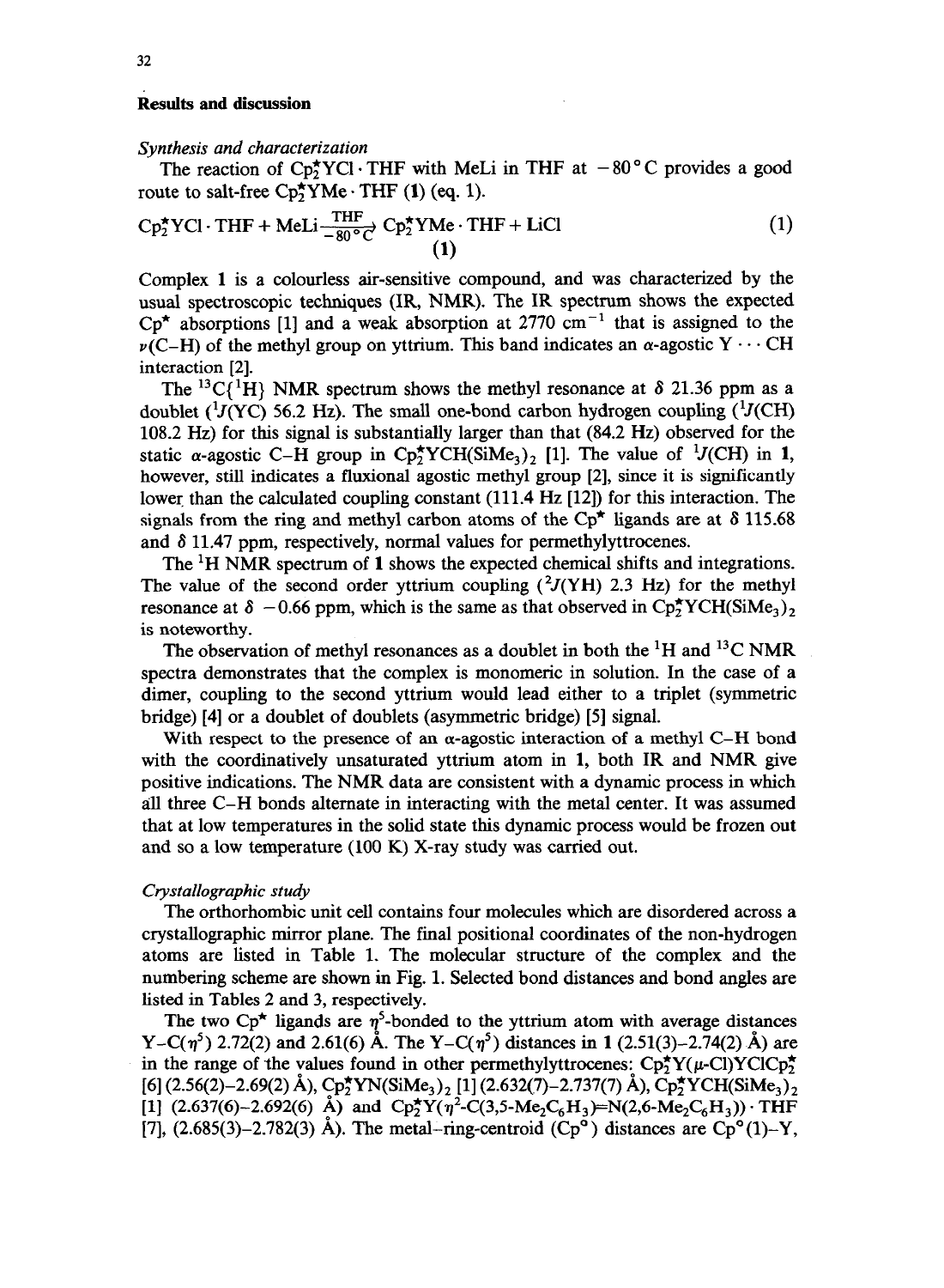## Results and discussion

### *Synthesis and characterization*

The reaction of $Cp_2^{\star}YCl \cdot THF$ with MeLi in THF at $-80\,^{\circ}C$ provides a good route to salt-free $Cp_2^{\star}YMe \cdot THF$ (**1**) (eq. 1).

$$Cp_2^{\star}YCl \cdot THF + MeLi \xrightarrow[-80\,^{\circ}C]{THF} \underset{\textbf{(1)}}{Cp_2^{\star}YMe \cdot THF} + LiCl \qquad (1)$$

Complex **1** is a colourless air-sensitive compound, and was characterized by the usual spectroscopic techniques (IR, NMR). The IR spectrum shows the expected $Cp^{\star}$ absorptions [1] and a weak absorption at 2770 $cm^{-1}$ that is assigned to the $\nu$(C–H) of the methyl group on yttrium. This band indicates an $\alpha$-agostic Y $\cdots$ CH interaction [2].

The $^{13}C\{^1H\}$ NMR spectrum shows the methyl resonance at $\delta$ 21.36 ppm as a doublet ($^1J$(YC) 56.2 Hz). The small one-bond carbon hydrogen coupling ($^1J$(CH) 108.2 Hz) for this signal is substantially larger than that (84.2 Hz) observed for the static $\alpha$-agostic C–H group in $Cp_2^{\star}YCH(SiMe_3)_2$ [1]. The value of $^1J$(CH) in **1**, however, still indicates a fluxional agostic methyl group [2], since it is significantly lower than the calculated coupling constant (111.4 Hz [12]) for this interaction. The signals from the ring and methyl carbon atoms of the $Cp^{\star}$ ligands are at $\delta$ 115.68 and $\delta$ 11.47 ppm, respectively, normal values for permethylyttrocenes.

The $^1H$ NMR spectrum of **1** shows the expected chemical shifts and integrations. The value of the second order yttrium coupling ($^2J$(YH) 2.3 Hz) for the methyl resonance at $\delta$ $-0.66$ ppm, which is the same as that observed in $Cp_2^{\star}YCH(SiMe_3)_2$ is noteworthy.

The observation of methyl resonances as a doublet in both the $^1H$ and $^{13}C$ NMR spectra demonstrates that the complex is monomeric in solution. In the case of a dimer, coupling to the second yttrium would lead either to a triplet (symmetric bridge) [4] or a doublet of doublets (asymmetric bridge) [5] signal.

With respect to the presence of an $\alpha$-agostic interaction of a methyl C–H bond with the coordinatively unsaturated yttrium atom in **1**, both IR and NMR give positive indications. The NMR data are consistent with a dynamic process in which all three C–H bonds alternate in interacting with the metal center. It was assumed that at low temperatures in the solid state this dynamic process would be frozen out and so a low temperature (100 K) X-ray study was carried out.

### *Crystallographic study*

The orthorhombic unit cell contains four molecules which are disordered across a crystallographic mirror plane. The final positional coordinates of the non-hydrogen atoms are listed in Table 1. The molecular structure of the complex and the numbering scheme are shown in Fig. 1. Selected bond distances and bond angles are listed in Tables 2 and 3, respectively.

The two $Cp^{\star}$ ligands are $\eta^5$-bonded to the yttrium atom with average distances Y–C($\eta^5$) 2.72(2) and 2.61(6) Å. The Y–C($\eta^5$) distances in **1** (2.51(3)–2.74(2) Å) are in the range of the values found in other permethylyttrocenes: $Cp_2^{\star}Y(\mu\text{-}Cl)YClCp_2^{\star}$ [6] (2.56(2)–2.69(2) Å), $Cp_2^{\star}YN(SiMe_3)_2$ [1] (2.632(7)–2.737(7) Å), $Cp_2^{\star}YCH(SiMe_3)_2$ [1] (2.637(6)–2.692(6) Å) and $Cp_2^{\star}Y(\eta^2\text{-}C(3,5\text{-}Me_2C_6H_3){=}N(2,6\text{-}Me_2C_6H_3)) \cdot THF$ [7], (2.685(3)–2.782(3) Å). The metal–ring-centroid ($Cp^{\circ}$) distances are $Cp^{\circ}(1)$–Y,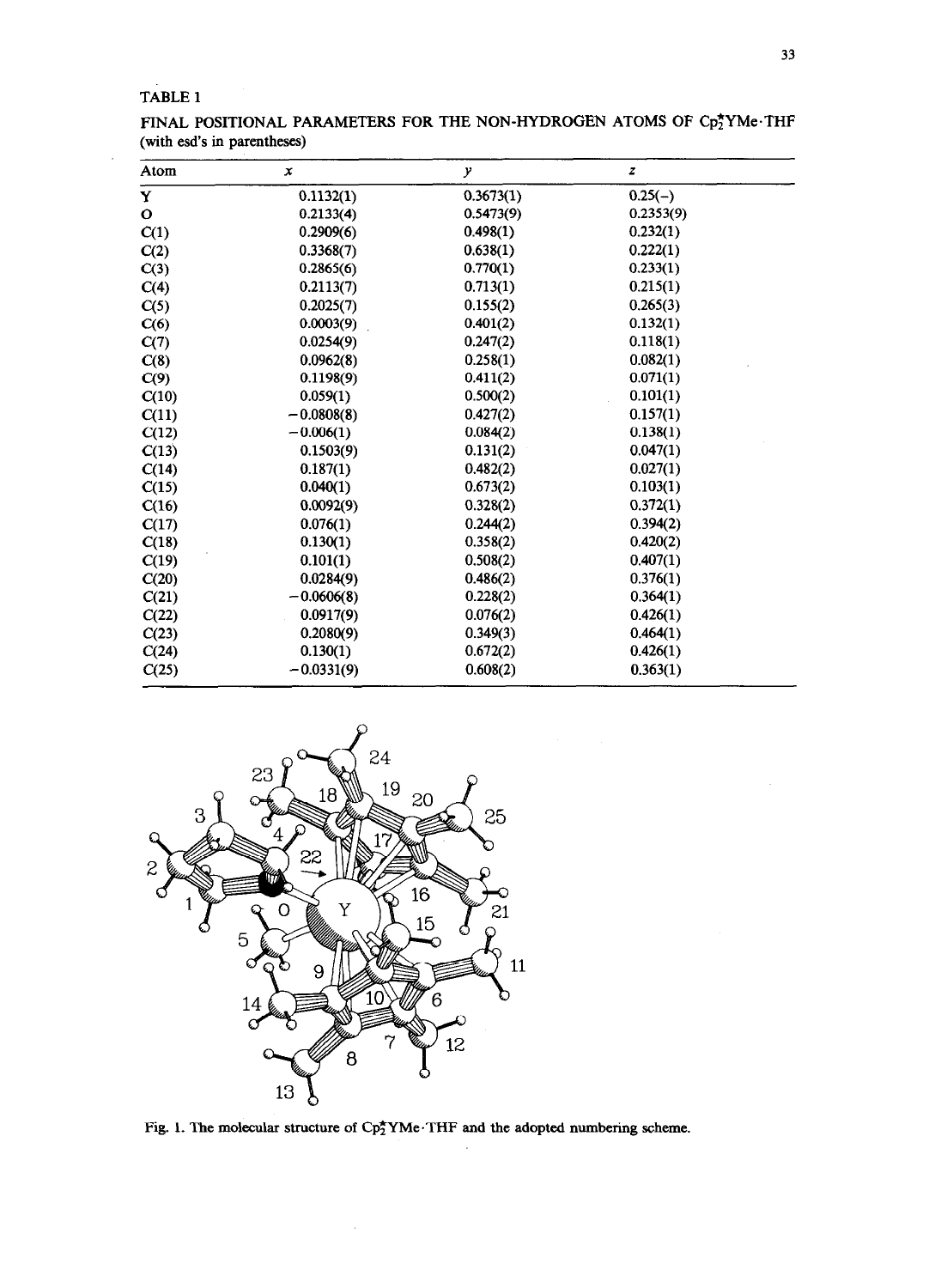TABLE 1

FINAL POSITIONAL PARAMETERS FOR THE NON-HYDROGEN ATOMS OF $Cp_2^*YMe \cdot THF$ (with esd's in parentheses)

| Atom | $x$ | $y$ | $z$ |
|---|---|---|---|
| Y | 0.1132(1) | 0.3673(1) | 0.25(–) |
| O | 0.2133(4) | 0.5473(9) | 0.2353(9) |
| C(1) | 0.2909(6) | 0.498(1) | 0.232(1) |
| C(2) | 0.3368(7) | 0.638(1) | 0.222(1) |
| C(3) | 0.2865(6) | 0.770(1) | 0.233(1) |
| C(4) | 0.2113(7) | 0.713(1) | 0.215(1) |
| C(5) | 0.2025(7) | 0.155(2) | 0.265(3) |
| C(6) | 0.0003(9) | 0.401(2) | 0.132(1) |
| C(7) | 0.0254(9) | 0.247(2) | 0.118(1) |
| C(8) | 0.0962(8) | 0.258(1) | 0.082(1) |
| C(9) | 0.1198(9) | 0.411(2) | 0.071(1) |
| C(10) | 0.059(1) | 0.500(2) | 0.101(1) |
| C(11) | –0.0808(8) | 0.427(2) | 0.157(1) |
| C(12) | –0.006(1) | 0.084(2) | 0.138(1) |
| C(13) | 0.1503(9) | 0.131(2) | 0.047(1) |
| C(14) | 0.187(1) | 0.482(2) | 0.027(1) |
| C(15) | 0.040(1) | 0.673(2) | 0.103(1) |
| C(16) | 0.0092(9) | 0.328(2) | 0.372(1) |
| C(17) | 0.076(1) | 0.244(2) | 0.394(2) |
| C(18) | 0.130(1) | 0.358(2) | 0.420(2) |
| C(19) | 0.101(1) | 0.508(2) | 0.407(1) |
| C(20) | 0.0284(9) | 0.486(2) | 0.376(1) |
| C(21) | –0.0606(8) | 0.228(2) | 0.364(1) |
| C(22) | 0.0917(9) | 0.076(2) | 0.426(1) |
| C(23) | 0.2080(9) | 0.349(3) | 0.464(1) |
| C(24) | 0.130(1) | 0.672(2) | 0.426(1) |
| C(25) | –0.0331(9) | 0.608(2) | 0.363(1) |

Fig. 1. The molecular structure of $Cp_2^*YMe \cdot THF$ and the adopted numbering scheme.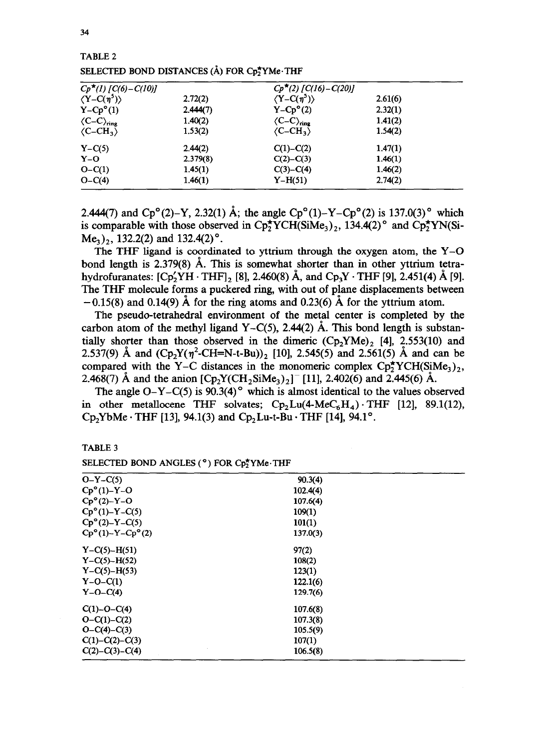TABLE 2

SELECTED BOND DISTANCES (Å) FOR $Cp^*_2YMe \cdot THF$

| $Cp^*(1)$ [C(6)–C(10)] | | $Cp^*(2)$ [C(16)–C(20)] | |
|---|---|---|---|
| ⟨Y–C($\eta^5$)⟩ | 2.72(2) | ⟨Y–C($\eta^5$)⟩ | 2.61(6) |
| Y–Cp°(1) | 2.444(7) | Y–Cp°(2) | 2.32(1) |
| $\langle C–C \rangle_{ring}$ | 1.40(2) | $\langle C–C \rangle_{ring}$ | 1.41(2) |
| ⟨C–$CH_3$⟩ | 1.53(2) | ⟨C–$CH_3$⟩ | 1.54(2) |
| Y–C(5) | 2.44(2) | C(1)–C(2) | 1.47(1) |
| Y–O | 2.379(8) | C(2)–C(3) | 1.46(1) |
| O–C(1) | 1.45(1) | C(3)–C(4) | 1.46(2) |
| O–C(4) | 1.46(1) | Y–H(51) | 2.74(2) |

2.444(7) and Cp°(2)–Y, 2.32(1) Å; the angle Cp°(1)–Y–Cp°(2) is 137.0(3)° which is comparable with those observed in $Cp^*_2YCH(SiMe_3)_2$, 134.4(2)° and $Cp^*_2YN(SiMe_3)_2$, 132.2(2) and 132.4(2)°.

The THF ligand is coordinated to yttrium through the oxygen atom, the Y–O bond length is 2.379(8) Å. This is somewhat shorter than in other yttrium tetrahydrofuranates: $[Cp'_2YH \cdot THF]_2$ [8], 2.460(8) Å, and $Cp_3Y \cdot THF$ [9], 2.451(4) Å [9]. The THF molecule forms a puckered ring, with out of plane displacements between −0.15(8) and 0.14(9) Å for the ring atoms and 0.23(6) Å for the yttrium atom.

The pseudo-tetrahedral environment of the metal center is completed by the carbon atom of the methyl ligand Y–C(5), 2.44(2) Å. This bond length is substantially shorter than those observed in the dimeric $(Cp_2YMe)_2$ [4], 2.553(10) and 2.537(9) Å and $(Cp_2Y(\eta^2\text{-CH=N-t-Bu}))_2$ [10], 2.545(5) and 2.561(5) Å and can be compared with the Y–C distances in the monomeric complex $Cp^*_2YCH(SiMe_3)_2$, 2.468(7) Å and the anion $[Cp_2Y(CH_2SiMe_3)_2]^-$ [11], 2.402(6) and 2.445(6) Å.

The angle O–Y–C(5) is 90.3(4)° which is almost identical to the values observed in other metallocene THF solvates; $Cp_2Lu(4\text{-}MeC_6H_4) \cdot THF$ [12], 89.1(12), $Cp_2YbMe \cdot THF$ [13], 94.1(3) and $Cp_2Lu\text{-t-Bu} \cdot THF$ [14], 94.1°.

TABLE 3

SELECTED BOND ANGLES (°) FOR $Cp^*_2YMe \cdot THF$

| | |
|---|---|
| O–Y–C(5) | 90.3(4) |
| Cp°(1)–Y–O | 102.4(4) |
| Cp°(2)–Y–O | 107.6(4) |
| Cp°(1)–Y–C(5) | 109(1) |
| Cp°(2)–Y–C(5) | 101(1) |
| Cp°(1)–Y–Cp°(2) | 137.0(3) |
| Y–C(5)–H(51) | 97(2) |
| Y–C(5)–H(52) | 108(2) |
| Y–C(5)–H(53) | 123(1) |
| Y–O–C(1) | 122.1(6) |
| Y–O–C(4) | 129.7(6) |
| C(1)–O–C(4) | 107.6(8) |
| O–C(1)–C(2) | 107.3(8) |
| O–C(4)–C(3) | 105.5(9) |
| C(1)–C(2)–C(3) | 107(1) |
| C(2)–C(3)–C(4) | 106.5(8) |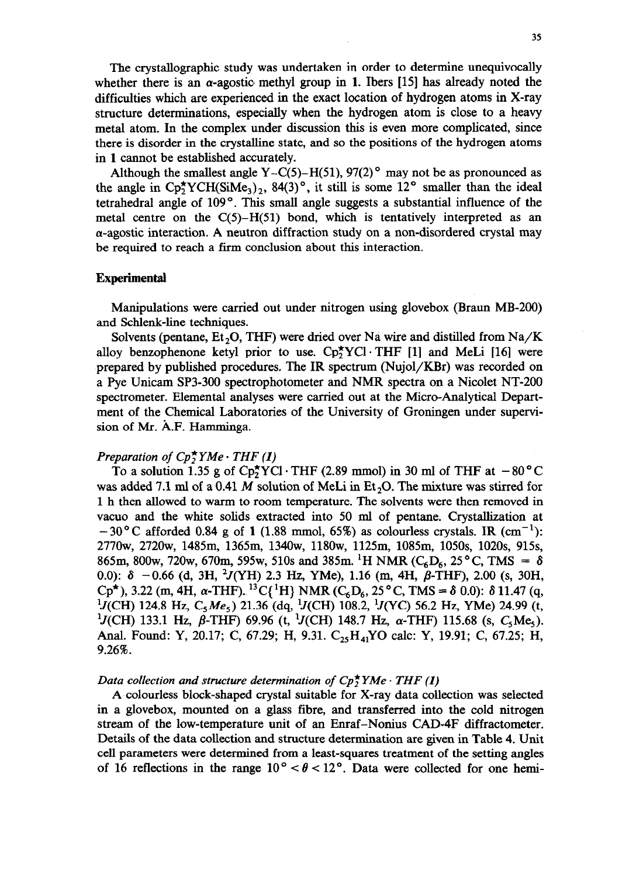The crystallographic study was undertaken in order to determine unequivocally whether there is an α-agostic methyl group in **1**. Ibers [15] has already noted the difficulties which are experienced in the exact location of hydrogen atoms in X-ray structure determinations, especially when the hydrogen atom is close to a heavy metal atom. In the complex under discussion this is even more complicated, since there is disorder in the crystalline state, and so the positions of the hydrogen atoms in **1** cannot be established accurately.

Although the smallest angle Y–C(5)–H(51), 97(2)° may not be as pronounced as the angle in $Cp^{\star}_2YCH(SiMe_3)_2$, 84(3)°, it still is some 12° smaller than the ideal tetrahedral angle of 109°. This small angle suggests a substantial influence of the metal centre on the C(5)–H(51) bond, which is tentatively interpreted as an α-agostic interaction. A neutron diffraction study on a non-disordered crystal may be required to reach a firm conclusion about this interaction.

## Experimental

Manipulations were carried out under nitrogen using glovebox (Braun MB-200) and Schlenk-line techniques.

Solvents (pentane, $Et_2O$, THF) were dried over Na wire and distilled from Na/K alloy benzophenone ketyl prior to use. $Cp^{\star}_2YCl \cdot THF$ [1] and MeLi [16] were prepared by published procedures. The IR spectrum (Nujol/KBr) was recorded on a Pye Unicam SP3-300 spectrophotometer and NMR spectra on a Nicolet NT-200 spectrometer. Elemental analyses were carried out at the Micro-Analytical Department of the Chemical Laboratories of the University of Groningen under supervision of Mr. A.F. Hamminga.

### *Preparation of $Cp^{\star}_2YMe \cdot THF$ (1)*

To a solution 1.35 g of $Cp^{\star}_2YCl \cdot THF$ (2.89 mmol) in 30 ml of THF at −80°C was added 7.1 ml of a 0.41 *M* solution of MeLi in $Et_2O$. The mixture was stirred for 1 h then allowed to warm to room temperature. The solvents were then removed in vacuo and the white solids extracted into 50 ml of pentane. Crystallization at −30°C afforded 0.84 g of **1** (1.88 mmol, 65%) as colourless crystals. IR ($cm^{-1}$): 2770w, 2720w, 1485m, 1365m, 1340w, 1180w, 1125m, 1085m, 1050s, 1020s, 915s, 865m, 800w, 720w, 670m, 595w, 510s and 385m. $^1H$ NMR ($C_6D_6$, 25°C, TMS = δ 0.0): δ −0.66 (d, 3H, $^2J$(YH) 2.3 Hz, YMe), 1.16 (m, 4H, β-THF), 2.00 (s, 30H, Cp*), 3.22 (m, 4H, α-THF). $^{13}C\{^1H\}$ NMR ($C_6D_6$, 25°C, TMS = δ 0.0): δ 11.47 (q, $^1J$(CH) 124.8 Hz, $C_5Me_5$) 21.36 (dq, $^1J$(CH) 108.2, $^1J$(YC) 56.2 Hz, YMe) 24.99 (t, $^1J$(CH) 133.1 Hz, β-THF) 69.96 (t, $^1J$(CH) 148.7 Hz, α-THF) 115.68 (s, $C_5Me_5$). Anal. Found: Y, 20.17; C, 67.29; H, 9.31. $C_{25}H_{41}YO$ calc: Y, 19.91; C, 67.25; H, 9.26%.

### *Data collection and structure determination of $Cp^{\star}_2YMe \cdot THF$ (1)*

A colourless block-shaped crystal suitable for X-ray data collection was selected in a glovebox, mounted on a glass fibre, and transferred into the cold nitrogen stream of the low-temperature unit of an Enraf–Nonius CAD-4F diffractometer. Details of the data collection and structure determination are given in Table 4. Unit cell parameters were determined from a least-squares treatment of the setting angles of 16 reflections in the range 10° < θ < 12°. Data were collected for one hemi-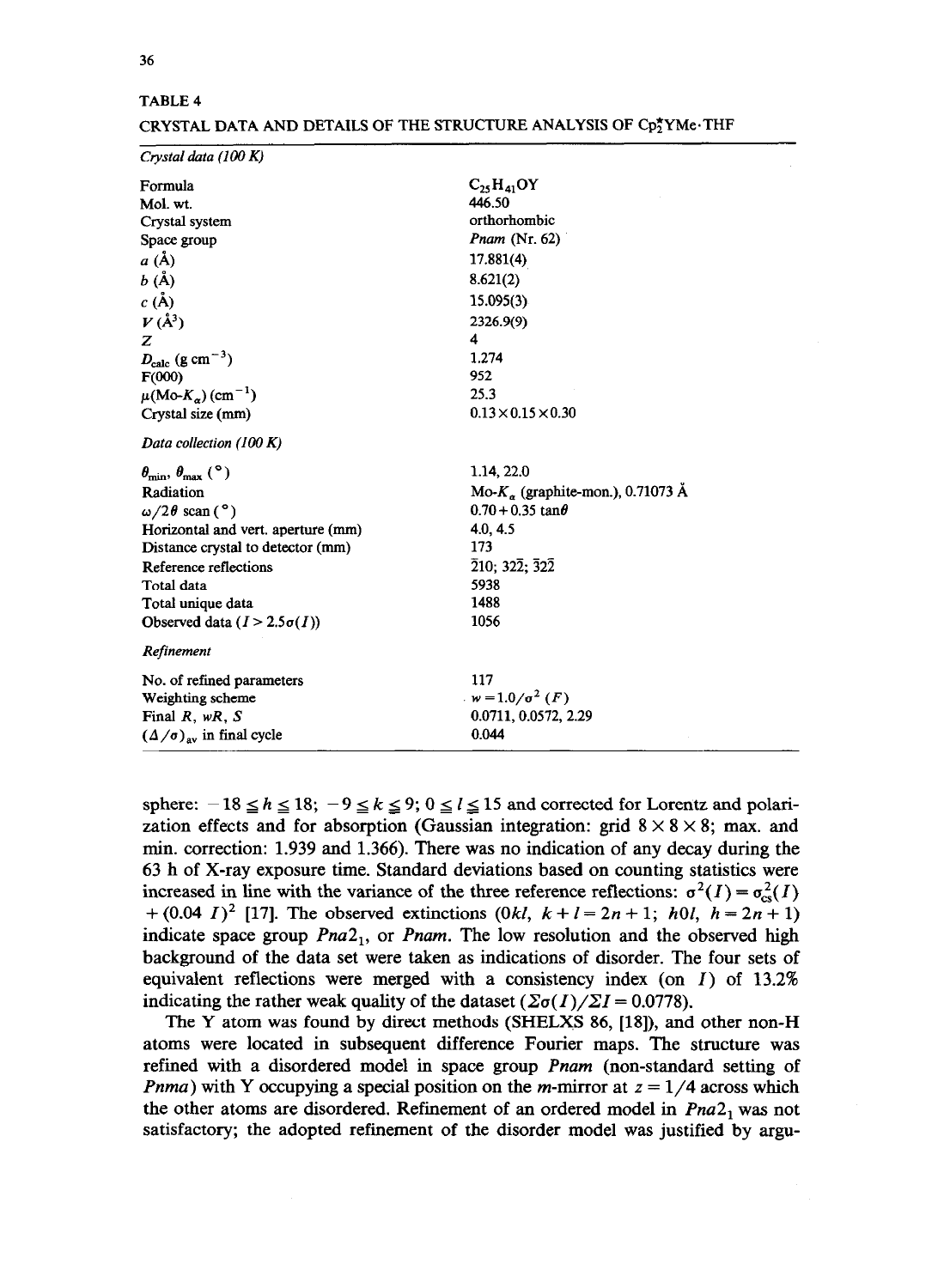TABLE 4

CRYSTAL DATA AND DETAILS OF THE STRUCTURE ANALYSIS OF $Cp^*_2YMe \cdot THF$

| | |
|---|---|
| *Crystal data (100 K)* | |
| Formula | $C_{25}H_{41}OY$ |
| Mol. wt. | 446.50 |
| Crystal system | orthorhombic |
| Space group | *Pnam* (Nr. 62) |
| $a$ (Å) | 17.881(4) |
| $b$ (Å) | 8.621(2) |
| $c$ (Å) | 15.095(3) |
| $V$ (Å$^3$) | 2326.9(9) |
| $Z$ | 4 |
| $D_{calc}$ (g cm$^{-3}$) | 1.274 |
| F(000) | 952 |
| $\mu$(Mo-$K_\alpha$) (cm$^{-1}$) | 25.3 |
| Crystal size (mm) | 0.13 × 0.15 × 0.30 |
| *Data collection (100 K)* | |
| $\theta_{min}$, $\theta_{max}$ (°) | 1.14, 22.0 |
| Radiation | Mo-$K_\alpha$ (graphite-mon.), 0.71073 Å |
| $\omega/2\theta$ scan (°) | $0.70 + 0.35 \tan\theta$ |
| Horizontal and vert. aperture (mm) | 4.0, 4.5 |
| Distance crystal to detector (mm) | 173 |
| Reference reflections | $\bar{2}10$; $32\bar{2}$; $\bar{3}2\bar{2}$ |
| Total data | 5938 |
| Total unique data | 1488 |
| Observed data ($I > 2.5\sigma(I)$) | 1056 |
| *Refinement* | |
| No. of refined parameters | 117 |
| Weighting scheme | $w = 1.0/\sigma^2(F)$ |
| Final $R$, $wR$, $S$ | 0.0711, 0.0572, 2.29 |
| $(\Delta/\sigma)_{av}$ in final cycle | 0.044 |

sphere: $-18 \leq h \leq 18$; $-9 \leq k \leq 9$; $0 \leq l \leq 15$ and corrected for Lorentz and polarization effects and for absorption (Gaussian integration: grid $8 \times 8 \times 8$; max. and min. correction: 1.939 and 1.366). There was no indication of any decay during the 63 h of X-ray exposure time. Standard deviations based on counting statistics were increased in line with the variance of the three reference reflections: $\sigma^2(I) = \sigma^2_{cs}(I) + (0.04\ I)^2$ [17]. The observed extinctions ($0kl$, $k + l = 2n + 1$; $h0l$, $h = 2n + 1$) indicate space group $Pna2_1$, or *Pnam*. The low resolution and the observed high background of the data set were taken as indications of disorder. The four sets of equivalent reflections were merged with a consistency index (on $I$) of 13.2% indicating the rather weak quality of the dataset ($\Sigma\sigma(I)/\Sigma I = 0.0778$).

The Y atom was found by direct methods (SHELXS 86, [18]), and other non-H atoms were located in subsequent difference Fourier maps. The structure was refined with a disordered model in space group *Pnam* (non-standard setting of *Pnma*) with Y occupying a special position on the *m*-mirror at $z = 1/4$ across which the other atoms are disordered. Refinement of an ordered model in $Pna2_1$ was not satisfactory; the adopted refinement of the disorder model was justified by argu-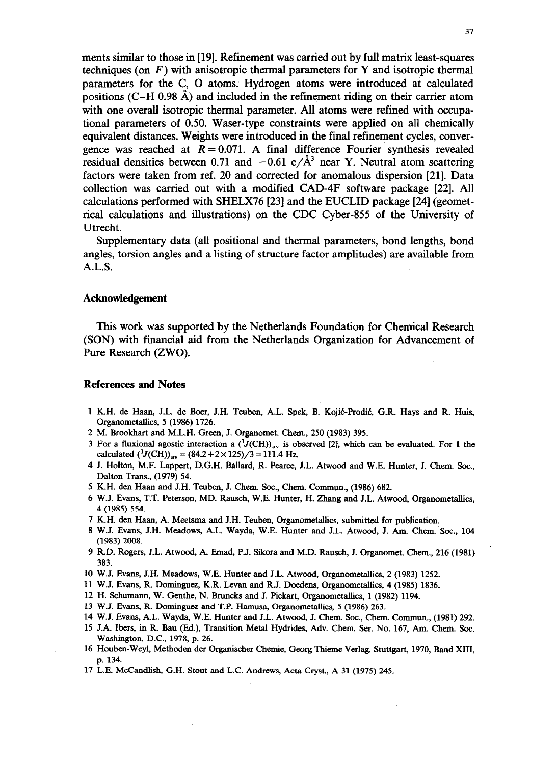ments similar to those in [19]. Refinement was carried out by full matrix least-squares techniques (on $F$) with anisotropic thermal parameters for Y and isotropic thermal parameters for the C, O atoms. Hydrogen atoms were introduced at calculated positions (C–H 0.98 Å) and included in the refinement riding on their carrier atom with one overall isotropic thermal parameter. All atoms were refined with occupational parameters of 0.50. Waser-type constraints were applied on all chemically equivalent distances. Weights were introduced in the final refinement cycles, convergence was reached at $R = 0.071$. A final difference Fourier synthesis revealed residual densities between 0.71 and $-0.61$ e/Å$^3$ near Y. Neutral atom scattering factors were taken from ref. 20 and corrected for anomalous dispersion [21]. Data collection was carried out with a modified CAD-4F software package [22]. All calculations performed with SHELX76 [23] and the EUCLID package [24] (geometrical calculations and illustrations) on the CDC Cyber-855 of the University of Utrecht.

Supplementary data (all positional and thermal parameters, bond lengths, bond angles, torsion angles and a listing of structure factor amplitudes) are available from A.L.S.

## Acknowledgement

This work was supported by the Netherlands Foundation for Chemical Research (SON) with financial aid from the Netherlands Organization for Advancement of Pure Research (ZWO).

## References and Notes

1 K.H. de Haan, J.L. de Boer, J.H. Teuben, A.L. Spek, B. Kojić-Prodić, G.R. Hays and R. Huis, Organometallics, 5 (1986) 1726.
2 M. Brookhart and M.L.H. Green, J. Organomet. Chem., 250 (1983) 395.
3 For a fluxional agostic interaction a $(^1J(\text{CH}))_{av}$ is observed [2], which can be evaluated. For **1** the calculated $(^1J(\text{CH}))_{av} = (84.2 + 2 \times 125)/3 = 111.4$ Hz.
4 J. Holton, M.F. Lappert, D.G.H. Ballard, R. Pearce, J.L. Atwood and W.E. Hunter, J. Chem. Soc., Dalton Trans., (1979) 54.
5 K.H. den Haan and J.H. Teuben, J. Chem. Soc., Chem. Commun., (1986) 682.
6 W.J. Evans, T.T. Peterson, MD. Rausch, W.E. Hunter, H. Zhang and J.L. Atwood, Organometallics, 4 (1985) 554.
7 K.H. den Haan, A. Meetsma and J.H. Teuben, Organometallics, submitted for publication.
8 W.J. Evans, J.H. Meadows, A.L. Wayda, W.E. Hunter and J.L. Atwood, J. Am. Chem. Soc., 104 (1983) 2008.
9 R.D. Rogers, J.L. Atwood, A. Emad, P.J. Sikora and M.D. Rausch, J. Organomet. Chem., 216 (1981) 383.
10 W.J. Evans, J.H. Meadows, W.E. Hunter and J.L. Atwood, Organometallics, 2 (1983) 1252.
11 W.J. Evans, R. Dominguez, K.R. Levan and R.J. Doedens, Organometallics, 4 (1985) 1836.
12 H. Schumann, W. Genthe, N. Bruncks and J. Pickart, Organometallics, 1 (1982) 1194.
13 W.J. Evans, R. Dominguez and T.P. Hamusa, Organometallics, 5 (1986) 263.
14 W.J. Evans, A.L. Wayda, W.E. Hunter and J.L. Atwood, J. Chem. Soc., Chem. Commun., (1981) 292.
15 J.A. Ibers, in R. Bau (Ed.), Transition Metal Hydrides, Adv. Chem. Ser. No. 167, Am. Chem. Soc. Washington, D.C., 1978, p. 26.
16 Houben-Weyl, Methoden der Organischer Chemie, Georg Thieme Verlag, Stuttgart, 1970, Band XIII, p. 134.
17 L.E. McCandlish, G.H. Stout and L.C. Andrews, Acta Cryst., A 31 (1975) 245.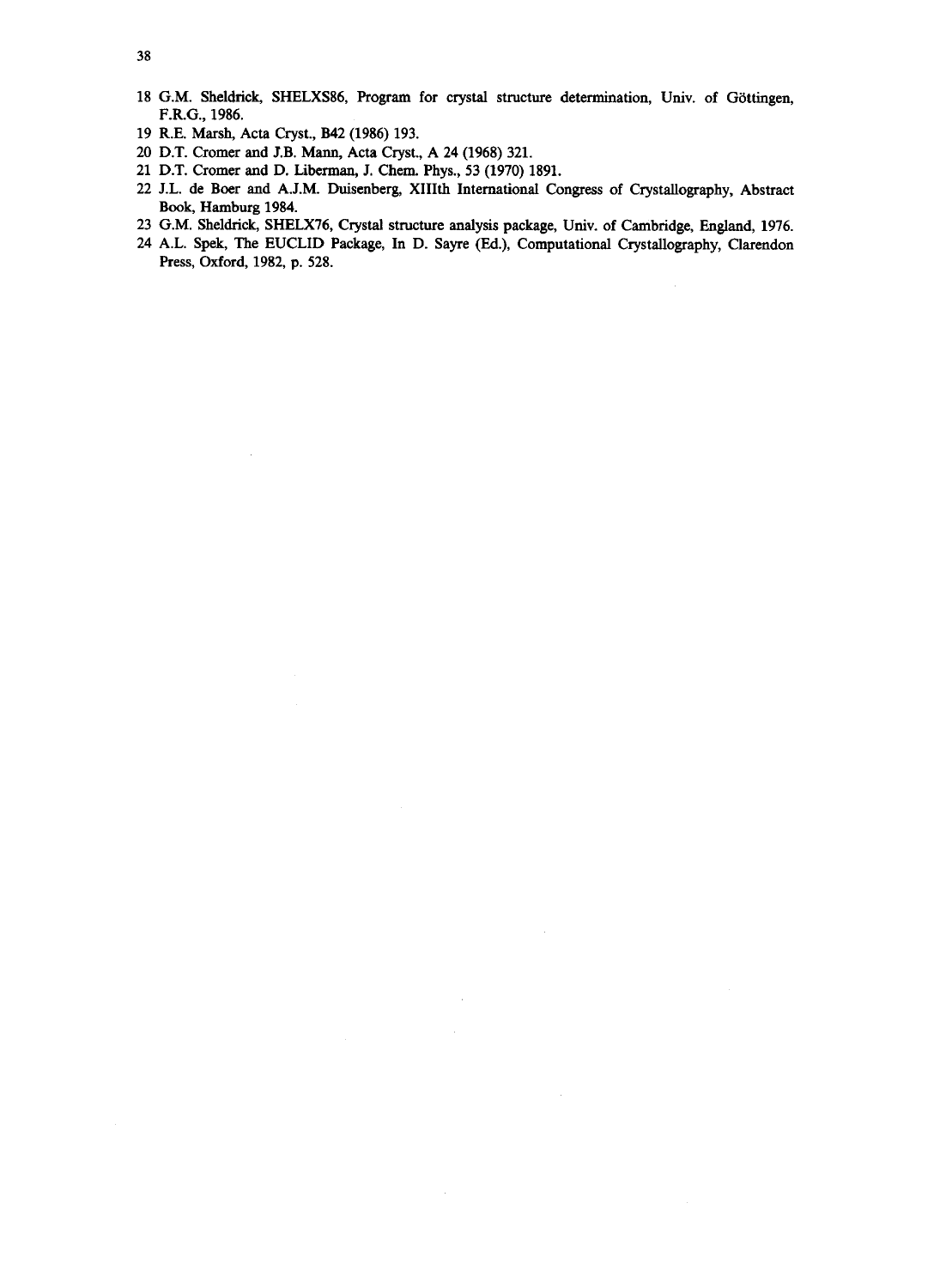18 G.M. Sheldrick, SHELXS86, Program for crystal structure determination, Univ. of Göttingen, F.R.G., 1986.

19 R.E. Marsh, Acta Cryst., B42 (1986) 193.

20 D.T. Cromer and J.B. Mann, Acta Cryst., A 24 (1968) 321.

21 D.T. Cromer and D. Liberman, J. Chem. Phys., 53 (1970) 1891.

22 J.L. de Boer and A.J.M. Duisenberg, XIIIth International Congress of Crystallography, Abstract Book, Hamburg 1984.

23 G.M. Sheldrick, SHELX76, Crystal structure analysis package, Univ. of Cambridge, England, 1976.

24 A.L. Spek, The EUCLID Package, In D. Sayre (Ed.), Computational Crystallography, Clarendon Press, Oxford, 1982, p. 528.